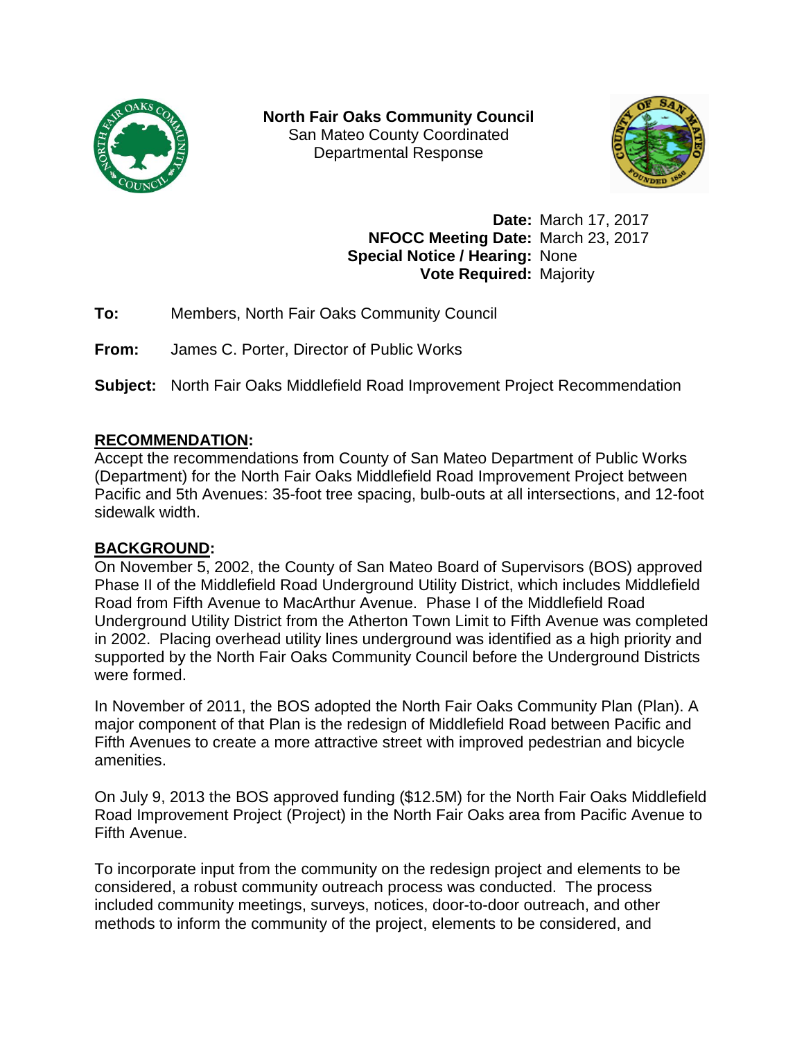**North Fair Oaks Community Council**
San Mateo County Coordinated
Departmental Response

**Date:** March 17, 2017
**NFOCC Meeting Date:** March 23, 2017
**Special Notice / Hearing:** None
**Vote Required:** Majority

**To:** Members, North Fair Oaks Community Council

**From:** James C. Porter, Director of Public Works

**Subject:** North Fair Oaks Middlefield Road Improvement Project Recommendation

## RECOMMENDATION:

Accept the recommendations from County of San Mateo Department of Public Works (Department) for the North Fair Oaks Middlefield Road Improvement Project between Pacific and 5th Avenues: 35-foot tree spacing, bulb-outs at all intersections, and 12-foot sidewalk width.

## BACKGROUND:

On November 5, 2002, the County of San Mateo Board of Supervisors (BOS) approved Phase II of the Middlefield Road Underground Utility District, which includes Middlefield Road from Fifth Avenue to MacArthur Avenue. Phase I of the Middlefield Road Underground Utility District from the Atherton Town Limit to Fifth Avenue was completed in 2002. Placing overhead utility lines underground was identified as a high priority and supported by the North Fair Oaks Community Council before the Underground Districts were formed.

In November of 2011, the BOS adopted the North Fair Oaks Community Plan (Plan). A major component of that Plan is the redesign of Middlefield Road between Pacific and Fifth Avenues to create a more attractive street with improved pedestrian and bicycle amenities.

On July 9, 2013 the BOS approved funding ($12.5M) for the North Fair Oaks Middlefield Road Improvement Project (Project) in the North Fair Oaks area from Pacific Avenue to Fifth Avenue.

To incorporate input from the community on the redesign project and elements to be considered, a robust community outreach process was conducted. The process included community meetings, surveys, notices, door-to-door outreach, and other methods to inform the community of the project, elements to be considered, and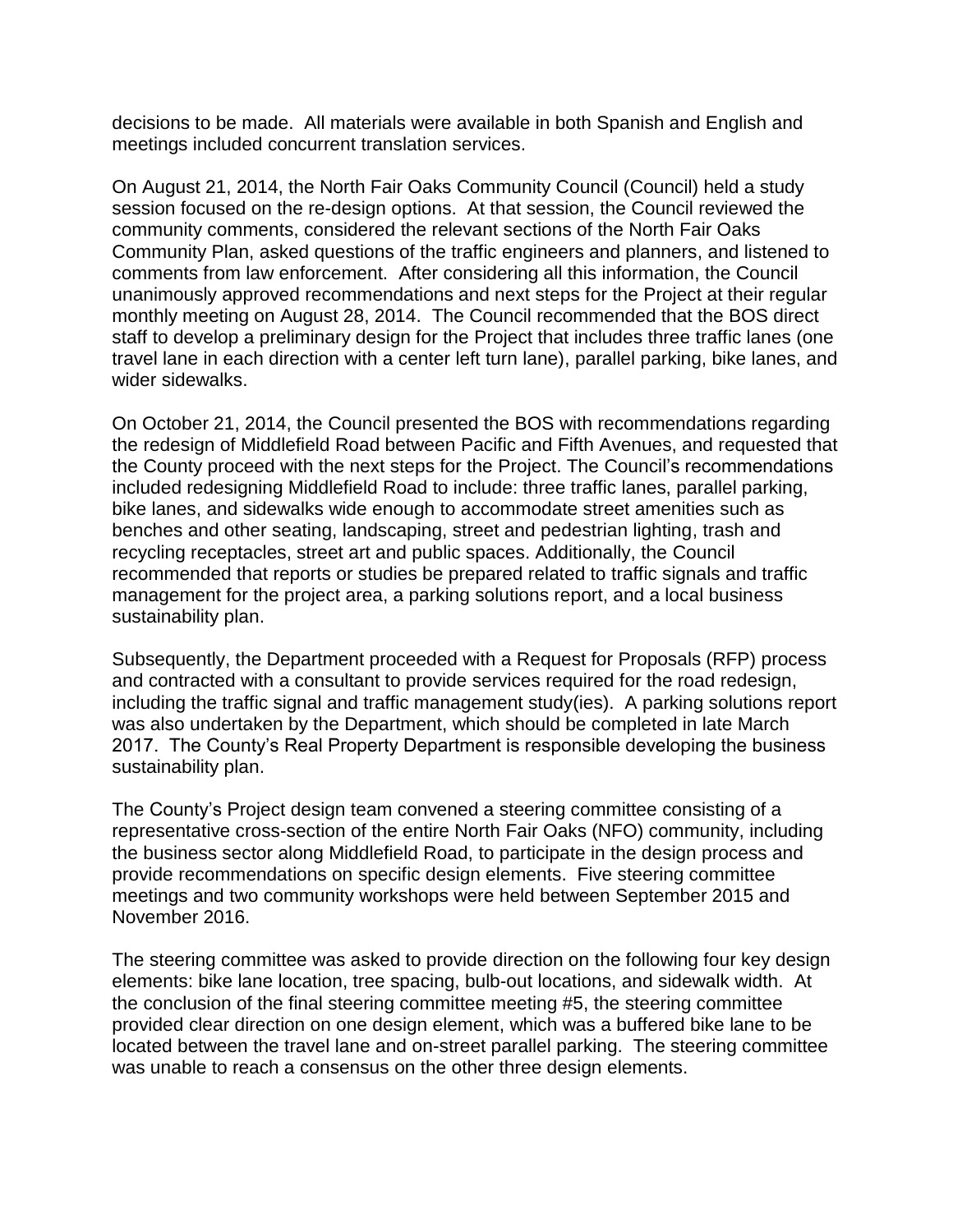decisions to be made. All materials were available in both Spanish and English and meetings included concurrent translation services.

On August 21, 2014, the North Fair Oaks Community Council (Council) held a study session focused on the re-design options. At that session, the Council reviewed the community comments, considered the relevant sections of the North Fair Oaks Community Plan, asked questions of the traffic engineers and planners, and listened to comments from law enforcement. After considering all this information, the Council unanimously approved recommendations and next steps for the Project at their regular monthly meeting on August 28, 2014. The Council recommended that the BOS direct staff to develop a preliminary design for the Project that includes three traffic lanes (one travel lane in each direction with a center left turn lane), parallel parking, bike lanes, and wider sidewalks.

On October 21, 2014, the Council presented the BOS with recommendations regarding the redesign of Middlefield Road between Pacific and Fifth Avenues, and requested that the County proceed with the next steps for the Project. The Council's recommendations included redesigning Middlefield Road to include: three traffic lanes, parallel parking, bike lanes, and sidewalks wide enough to accommodate street amenities such as benches and other seating, landscaping, street and pedestrian lighting, trash and recycling receptacles, street art and public spaces. Additionally, the Council recommended that reports or studies be prepared related to traffic signals and traffic management for the project area, a parking solutions report, and a local business sustainability plan.

Subsequently, the Department proceeded with a Request for Proposals (RFP) process and contracted with a consultant to provide services required for the road redesign, including the traffic signal and traffic management study(ies). A parking solutions report was also undertaken by the Department, which should be completed in late March 2017. The County's Real Property Department is responsible developing the business sustainability plan.

The County's Project design team convened a steering committee consisting of a representative cross-section of the entire North Fair Oaks (NFO) community, including the business sector along Middlefield Road, to participate in the design process and provide recommendations on specific design elements. Five steering committee meetings and two community workshops were held between September 2015 and November 2016.

The steering committee was asked to provide direction on the following four key design elements: bike lane location, tree spacing, bulb-out locations, and sidewalk width. At the conclusion of the final steering committee meeting #5, the steering committee provided clear direction on one design element, which was a buffered bike lane to be located between the travel lane and on-street parallel parking. The steering committee was unable to reach a consensus on the other three design elements.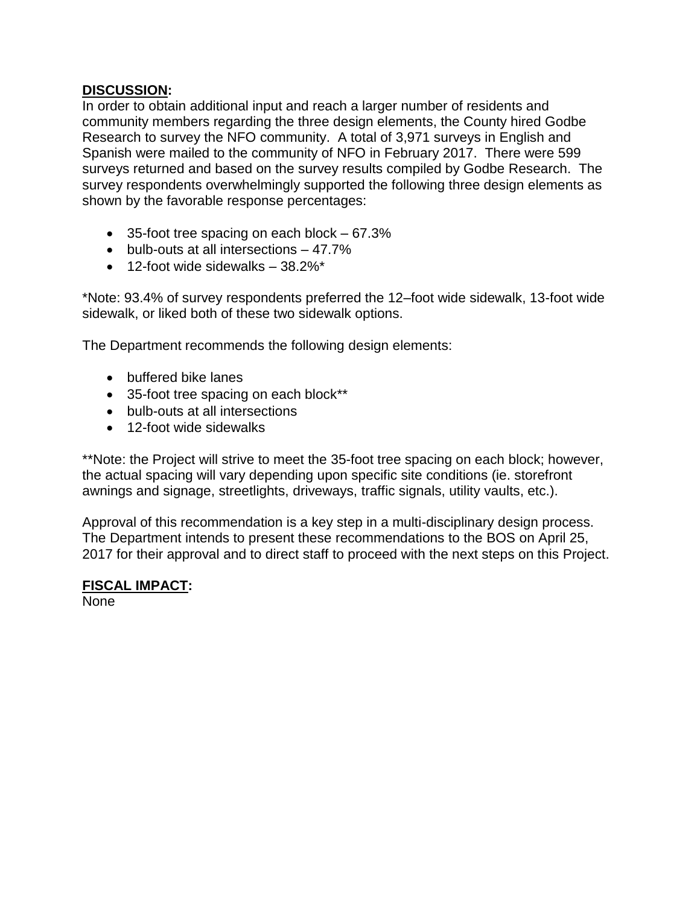**<u>DISCUSSION</u>:**
In order to obtain additional input and reach a larger number of residents and community members regarding the three design elements, the County hired Godbe Research to survey the NFO community. A total of 3,971 surveys in English and Spanish were mailed to the community of NFO in February 2017. There were 599 surveys returned and based on the survey results compiled by Godbe Research. The survey respondents overwhelmingly supported the following three design elements as shown by the favorable response percentages:

- 35-foot tree spacing on each block – 67.3%
- bulb-outs at all intersections – 47.7%
- 12-foot wide sidewalks – 38.2%*

*Note: 93.4% of survey respondents preferred the 12–foot wide sidewalk, 13-foot wide sidewalk, or liked both of these two sidewalk options.

The Department recommends the following design elements:

- buffered bike lanes
- 35-foot tree spacing on each block**
- bulb-outs at all intersections
- 12-foot wide sidewalks

**Note: the Project will strive to meet the 35-foot tree spacing on each block; however, the actual spacing will vary depending upon specific site conditions (ie. storefront awnings and signage, streetlights, driveways, traffic signals, utility vaults, etc.).

Approval of this recommendation is a key step in a multi-disciplinary design process. The Department intends to present these recommendations to the BOS on April 25, 2017 for their approval and to direct staff to proceed with the next steps on this Project.

**<u>FISCAL IMPACT</u>:**
None